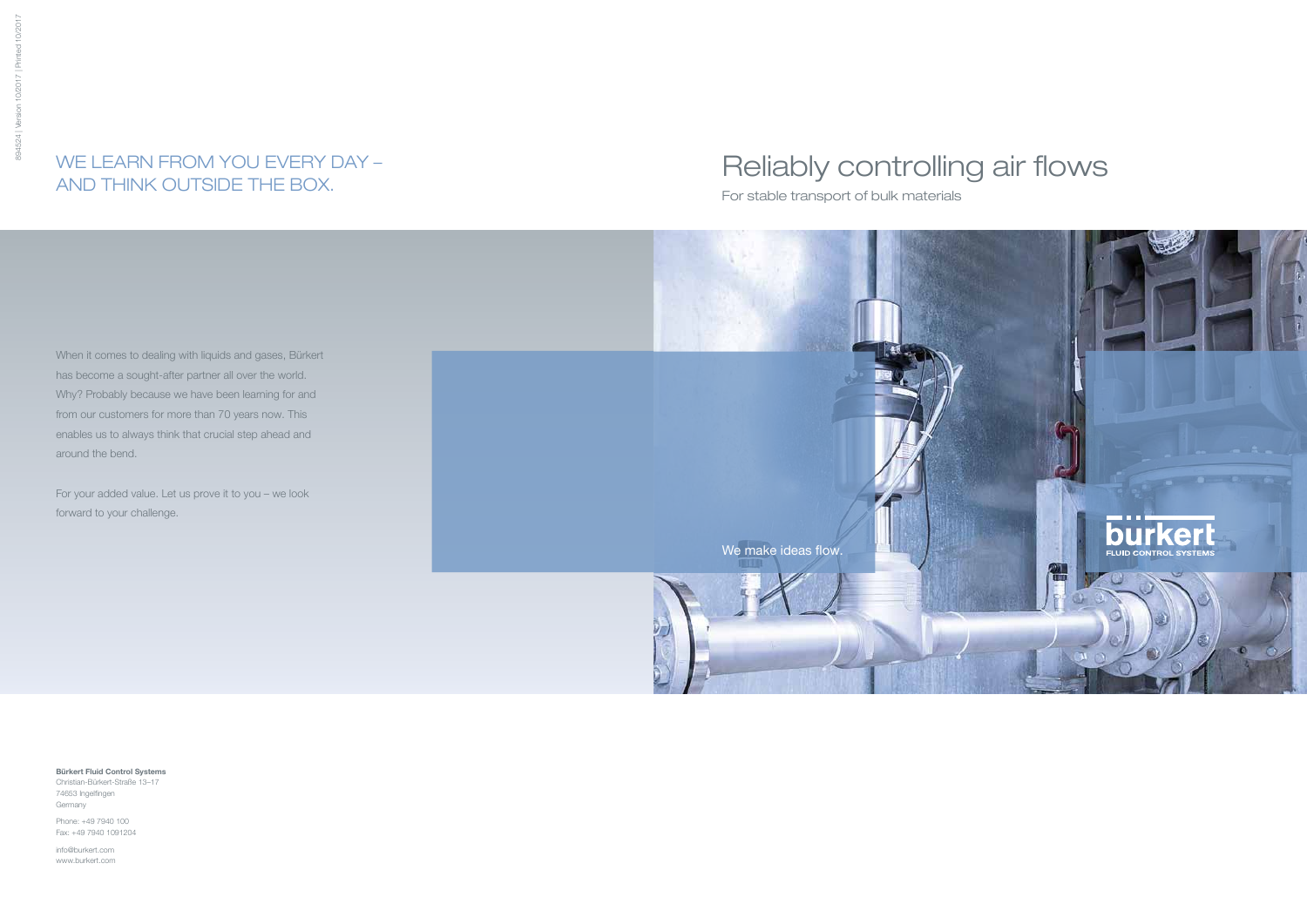# Reliably controlling air flows

For stable transport of bulk materials

## WE LEARN FROM YOU EVERY DAY – AND THINK OUTSIDE THE BOX.

When it comes to dealing with liquids and gases, Bürkert has become a sought-after partner all over the world. Why? Probably because we have been learning for and from our customers for more than 70 years now. This enables us to always think that crucial step ahead and around the bend.

For your added value. Let us prove it to you – we look forward to your challenge.

We make ideas flow.

bürkert
FLUID CONTROL SYSTEMS

**Bürkert Fluid Control Systems**
Christian-Bürkert-Straße 13–17
74653 Ingelfingen
Germany

Phone: +49 7940 100
Fax: +49 7940 1091204

info@burkert.com
www.burkert.com

894524 | Version 10/2017 | Printed 10/2017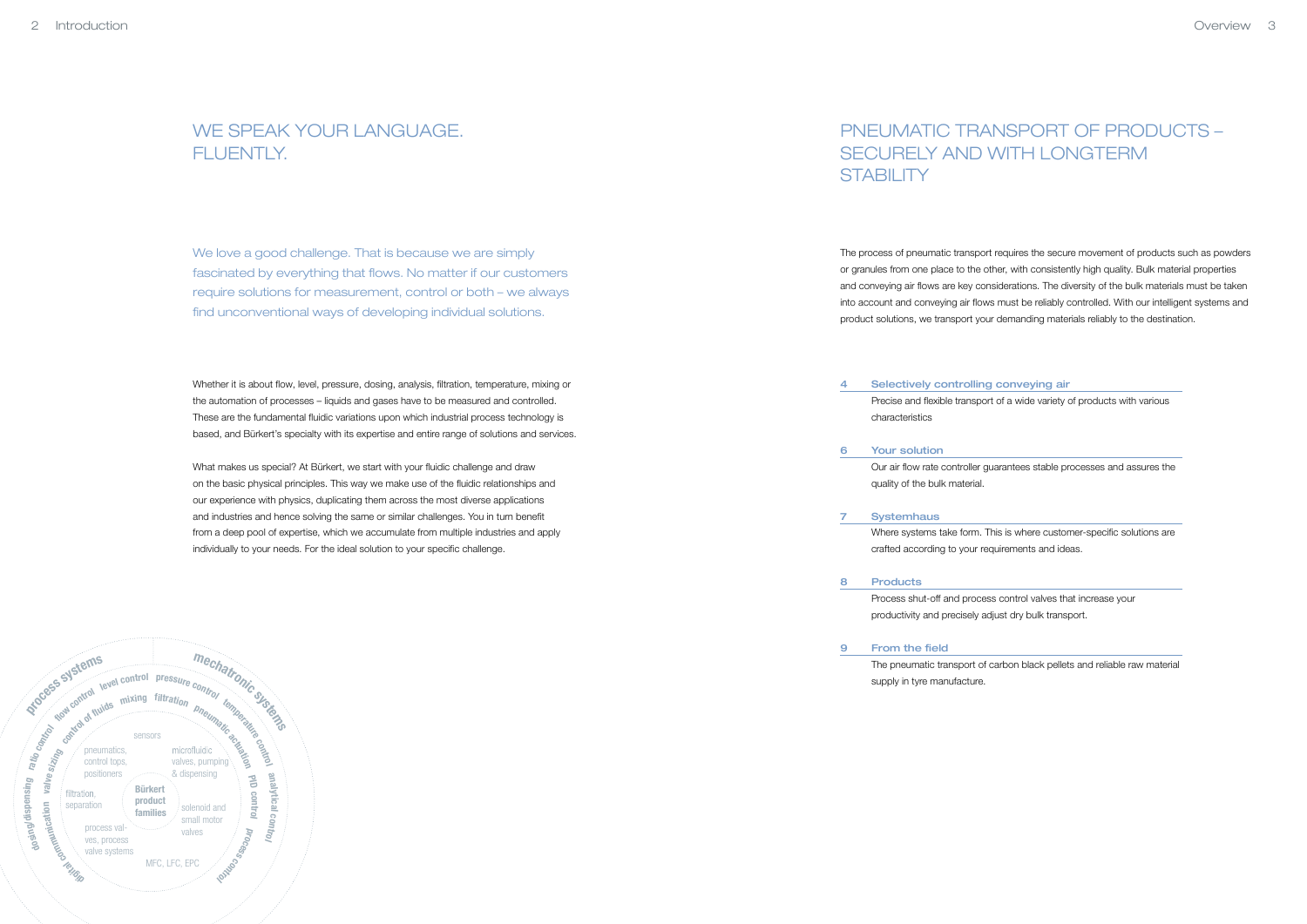# WE SPEAK YOUR LANGUAGE. FLUENTLY.

We love a good challenge. That is because we are simply fascinated by everything that flows. No matter if our customers require solutions for measurement, control or both – we always find unconventional ways of developing individual solutions.

Whether it is about flow, level, pressure, dosing, analysis, filtration, temperature, mixing or the automation of processes – liquids and gases have to be measured and controlled. These are the fundamental fluidic variations upon which industrial process technology is based, and Bürkert's specialty with its expertise and entire range of solutions and services.

What makes us special? At Bürkert, we start with your fluidic challenge and draw on the basic physical principles. This way we make use of the fluidic relationships and our experience with physics, duplicating them across the most diverse applications and industries and hence solving the same or similar challenges. You in turn benefit from a deep pool of expertise, which we accumulate from multiple industries and apply individually to your needs. For the ideal solution to your specific challenge.

process systems · mechatronic systems · level control · pressure control · flow control · control of fluids · mixing · filtration · pneumatic actuation · temperature control · ratio control · valve sizing · PID control · analytical control · dosing/dispensing · digital communication · process control

sensors · pneumatics, control tops, positioners · microfluidic valves, pumping & dispensing · filtration, separation · Bürkert product families · solenoid and small motor valves · process valves, process valve systems · MFC, LFC, EPC

# PNEUMATIC TRANSPORT OF PRODUCTS – SECURELY AND WITH LONGTERM STABILITY

The process of pneumatic transport requires the secure movement of products such as powders or granules from one place to the other, with consistently high quality. Bulk material properties and conveying air flows are key considerations. The diversity of the bulk materials must be taken into account and conveying air flows must be reliably controlled. With our intelligent systems and product solutions, we transport your demanding materials reliably to the destination.

**4 Selectively controlling conveying air**
Precise and flexible transport of a wide variety of products with various characteristics

**6 Your solution**
Our air flow rate controller guarantees stable processes and assures the quality of the bulk material.

**7 Systemhaus**
Where systems take form. This is where customer-specific solutions are crafted according to your requirements and ideas.

**8 Products**
Process shut-off and process control valves that increase your productivity and precisely adjust dry bulk transport.

**9 From the field**
The pneumatic transport of carbon black pellets and reliable raw material supply in tyre manufacture.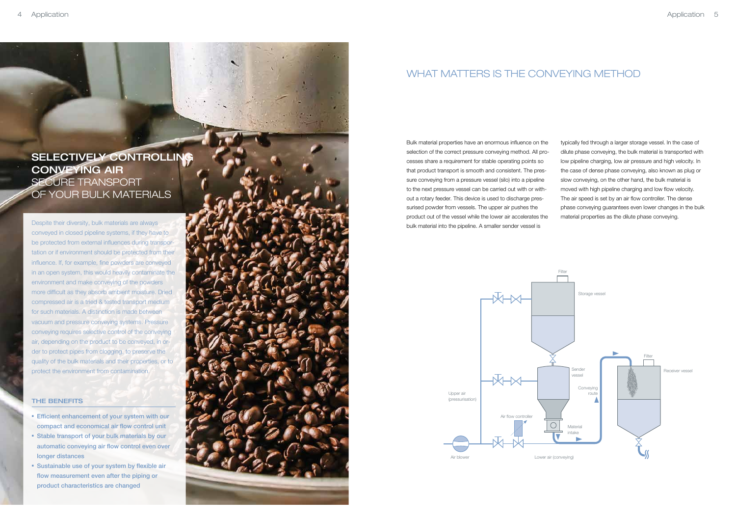# SELECTIVELY CONTROLLING CONVEYING AIR

## SECURE TRANSPORT OF YOUR BULK MATERIALS

Despite their diversity, bulk materials are always conveyed in closed pipeline systems, if they have to be protected from external influences during transportation or if environment should be protected from their influence. If, for example, fine powders are conveyed in an open system, this would heavily contaminate the environment and make conveying of the powders more difficult as they absorb ambient moisture. Dried compressed air is a tried & tested transport medium for such materials. A distinction is made between vacuum and pressure conveying systems. Pressure conveying requires selective control of the conveying air, depending on the product to be conveyed, in order to protect pipes from clogging, to preserve the quality of the bulk materials and their properties, or to protect the environment from contamination.

### THE BENEFITS

- Efficient enhancement of your system with our compact and economical air flow control unit
- Stable transport of your bulk materials by our automatic conveying air flow control even over longer distances
- Sustainable use of your system by flexible air flow measurement even after the piping or product characteristics are changed

# WHAT MATTERS IS THE CONVEYING METHOD

Bulk material properties have an enormous influence on the selection of the correct pressure conveying method. All processes share a requirement for stable operating points so that product transport is smooth and consistent. The pressure conveying from a pressure vessel (silo) into a pipeline to the next pressure vessel can be carried out with or without a rotary feeder. This device is used to discharge pressurised powder from vessels. The upper air pushes the product out of the vessel while the lower air accelerates the bulk material into the pipeline. A smaller sender vessel is typically fed through a larger storage vessel. In the case of dilute phase conveying, the bulk material is transported with low pipeline charging, low air pressure and high velocity. In the case of dense phase conveying, also known as plug or slow conveying, on the other hand, the bulk material is moved with high pipeline charging and low flow velocity. The air speed is set by an air flow controller. The dense phase conveying guarantees even lower changes in the bulk material properties as the dilute phase conveying.

Filter
Storage vessel
Sender vessel
Filter
Receiver vessel
Upper air (pressurisation)
Conveying route
Air flow controller
Material intake
Air blower
Lower air (conveying)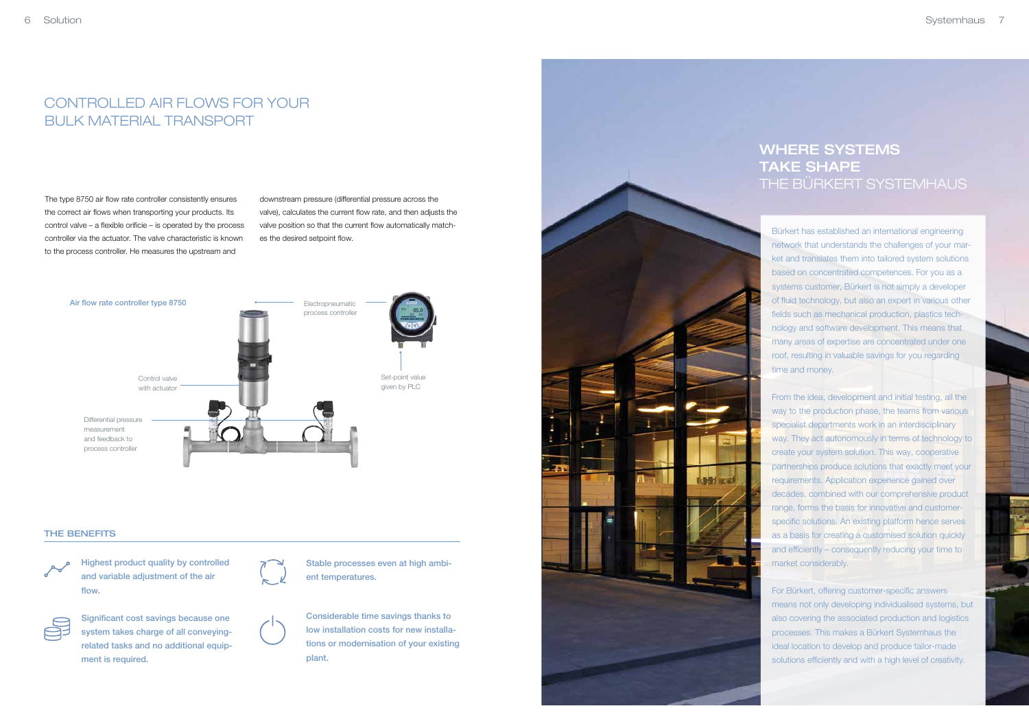## CONTROLLED AIR FLOWS FOR YOUR BULK MATERIAL TRANSPORT

The type 8750 air flow rate controller consistently ensures the correct air flows when transporting your products. Its control valve – a flexible orifice – is operated by the process controller via the actuator. The valve characteristic is known to the process controller. He measures the upstream and downstream pressure (differential pressure across the valve), calculates the current flow rate, and then adjusts the valve position so that the current flow automatically matches the desired setpoint flow.

Air flow rate controller type 8750

Electropneumatic process controller

Control valve with actuator

Set-point value given by PLC

Differential pressure measurement and feedback to process controller

### THE BENEFITS

- Highest product quality by controlled and variable adjustment of the air flow.
- Stable processes even at high ambient temperatures.
- Significant cost savings because one system takes charge of all conveying-related tasks and no additional equipment is required.
- Considerable time savings thanks to low installation costs for new installations or modernisation of your existing plant.

## WHERE SYSTEMS TAKE SHAPE
## THE BÜRKERT SYSTEMHAUS

Bürkert has established an international engineering network that understands the challenges of your market and translates them into tailored system solutions based on concentrated competences. For you as a systems customer, Bürkert is not simply a developer of fluid technology, but also an expert in various other fields such as mechanical production, plastics technology and software development. This means that many areas of expertise are concentrated under one roof, resulting in valuable savings for you regarding time and money.

From the idea, development and initial testing, all the way to the production phase, the teams from various specialist departments work in an interdisciplinary way. They act autonomously in terms of technology to create your system solution. This way, cooperative partnerships produce solutions that exactly meet your requirements. Application experience gained over decades, combined with our comprehensive product range, forms the basis for innovative and customer-specific solutions. An existing platform hence serves as a basis for creating a customised solution quickly and efficiently – consequently reducing your time to market considerably.

For Bürkert, offering customer-specific answers means not only developing individualised systems, but also covering the associated production and logistics processes. This makes a Bürkert Systemhaus the ideal location to develop and produce tailor-made solutions efficiently and with a high level of creativity.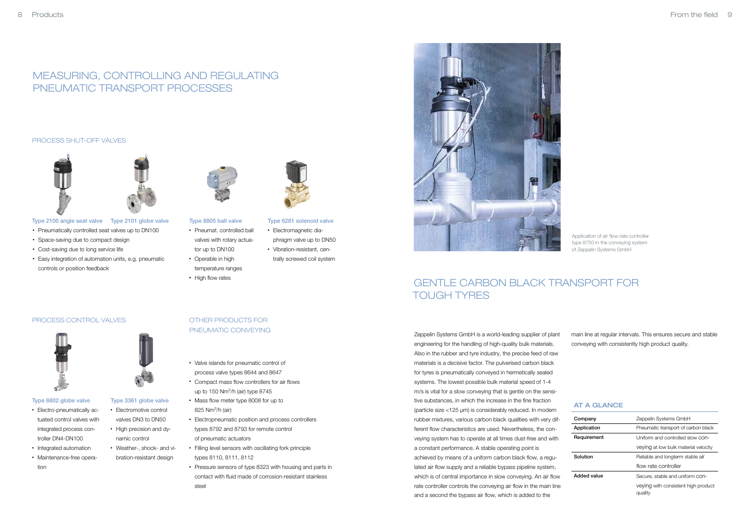# MEASURING, CONTROLLING AND REGULATING PNEUMATIC TRANSPORT PROCESSES

## PROCESS SHUT-OFF VALVES

**Type 2100 angle seat valve** **Type 2101 globe valve**

- Pneumatically controlled seat valves up to DN100
- Space-saving due to compact design
- Cost-saving due to long service life
- Easy integration of automation units, e.g. pneumatic controls or position feedback

**Type 8805 ball valve**

- Pneumat. controlled ball valves with rotary actuator up to DN100
- Operable in high temperature ranges
- High flow rates

**Type 6281 solenoid valve**

- Electromagnetic diaphragm valve up to DN50
- Vibration-resistant, centrally screwed coil system

## PROCESS CONTROL VALVES

**Type 8802 globe valve**

- Electro-pneumatically actuated control valves with integrated process controller DN4-DN100
- Integrated automation
- Maintenance-free operation

**Type 3361 globe valve**

- Electromotive control valves DN3 to DN50
- High precision and dynamic control
- Weather-, shock- and vibration-resistant design

## OTHER PRODUCTS FOR PNEUMATIC CONVEYING

- Valve islands for pneumatic control of process valve types 8644 and 8647
- Compact mass flow controllers for air flows up to 150 Nm$^3$/h (air) type 8745
- Mass flow meter type 8008 for up to 825 Nm$^3$/h (air)
- Electropneumatic position and process controllers types 8792 and 8793 for remote control of pneumatic actuators
- Filling level sensors with oscillating fork principle types 8110, 8111, 8112
- Pressure sensors of type 8323 with housing and parts in contact with fluid made of corrosion-resistant stainless steel

Application of air flow rate controller type 8750 in the conveying system of Zeppelin Systems GmbH

# GENTLE CARBON BLACK TRANSPORT FOR TOUGH TYRES

Zeppelin Systems GmbH is a world-leading supplier of plant engineering for the handling of high-quality bulk materials. Also in the rubber and tyre industry, the precise feed of raw materials is a decisive factor. The pulverised carbon black for tyres is pneumatically conveyed in hermetically sealed systems. The lowest possible bulk material speed of 1-4 m/s is vital for a slow conveying that is gentle on the sensitive substances, in which the increase in the fine fraction (particle size <125 μm) is considerably reduced. In modern rubber mixtures, various carbon black qualities with very different flow characteristics are used. Nevertheless, the conveying system has to operate at all times dust-free and with a constant performance. A stable operating point is achieved by means of a uniform carbon black flow, a regulated air flow supply and a reliable bypass pipeline system, which is of central importance in slow conveying. An air flow rate controller controls the conveying air flow in the main line and a second the bypass air flow, which is added to the main line at regular intervals. This ensures secure and stable conveying with consistently high product quality.

### AT A GLANCE

| | |
|---|---|
| Company | Zeppelin Systems GmbH |
| Application | Pneumatic transport of carbon black |
| Requirement | Uniform and controlled slow conveying at low bulk material velocity |
| Solution | Reliable and longterm stable air flow rate controller |
| Added value | Secure, stable and uniform conveying with consistent high product quality |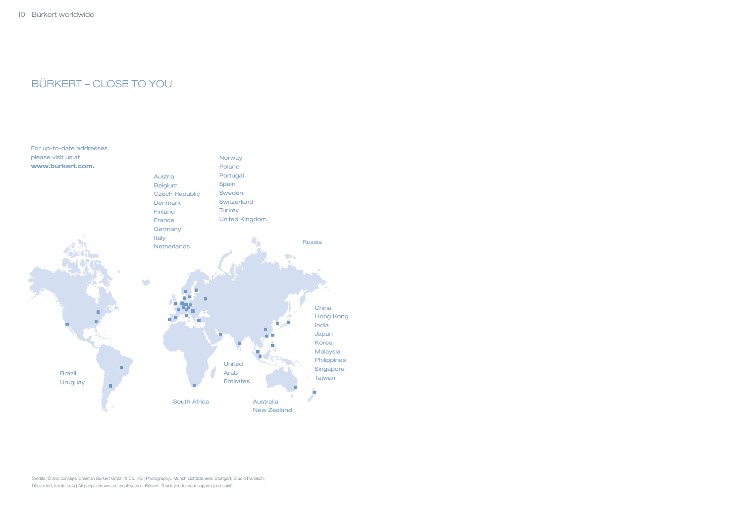# BÜRKERT – CLOSE TO YOU

For up-to-date addresses please visit us at **www.burkert.com.**

Austria
Belgium
Czech Republic
Denmark
Finland
France
Germany
Italy
Netherlands

Norway
Poland
Portugal
Spain
Sweden
Switzerland
Turkey
United Kingdom

Russia

China
Hong Kong
India
Japan
Korea
Malaysia
Philippines
Singapore
Taiwan

Brazil
Uruguay

United Arab Emirates

South Africa

Australia
New Zealand

Credits: © and concept: Christian Bürkert GmbH & Co. KG | Photography:: Münch Lichtbildnerei, Stuttgart; Studio Flamisch, Düsseldorf, fotolia (p.4) | All people shown are employees at Bürkert. Thank you for your support (and spirit)!